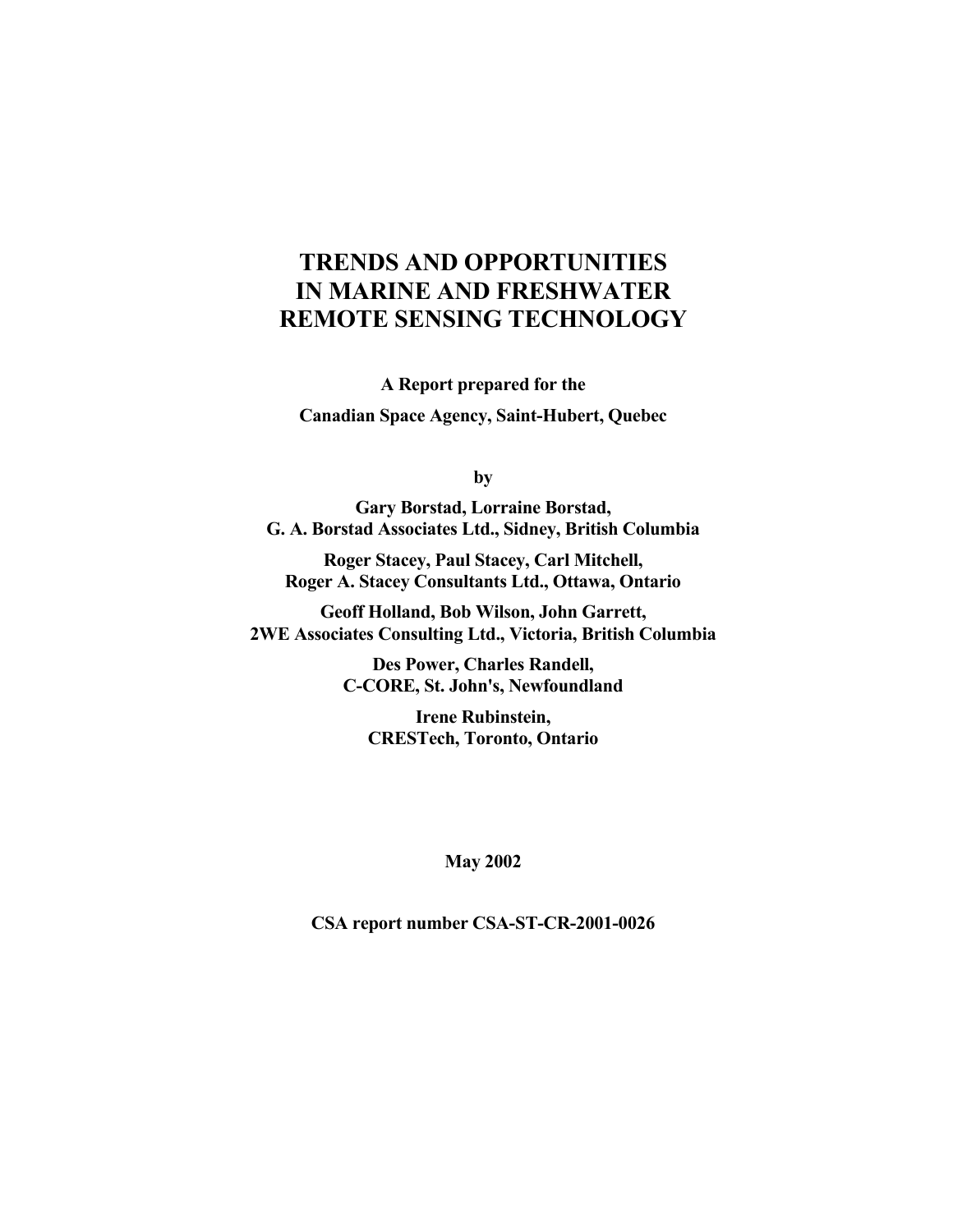# TRENDS AND OPPORTUNITIES IN MARINE AND FRESHWATER REMOTE SENSING TECHNOLOGY

**A Report prepared for the**

**Canadian Space Agency, Saint-Hubert, Quebec**

**by**

**Gary Borstad, Lorraine Borstad,**
**G. A. Borstad Associates Ltd., Sidney, British Columbia**

**Roger Stacey, Paul Stacey, Carl Mitchell,**
**Roger A. Stacey Consultants Ltd., Ottawa, Ontario**

**Geoff Holland, Bob Wilson, John Garrett,**
**2WE Associates Consulting Ltd., Victoria, British Columbia**

**Des Power, Charles Randell,**
**C-CORE, St. John's, Newfoundland**

**Irene Rubinstein,**
**CRESTech, Toronto, Ontario**

**May 2002**

**CSA report number CSA-ST-CR-2001-0026**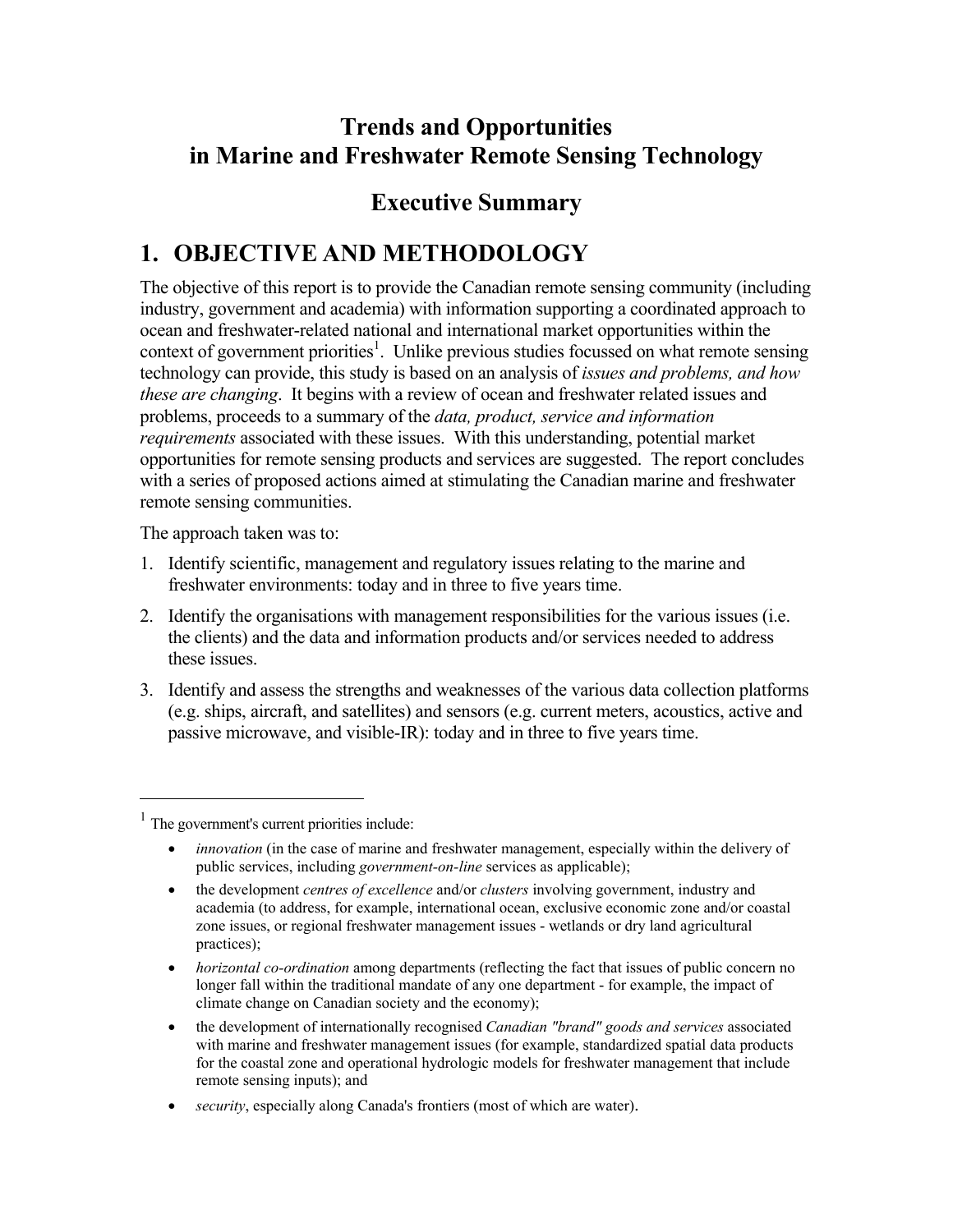# Trends and Opportunities in Marine and Freshwater Remote Sensing Technology

## Executive Summary

# 1. OBJECTIVE AND METHODOLOGY

The objective of this report is to provide the Canadian remote sensing community (including industry, government and academia) with information supporting a coordinated approach to ocean and freshwater-related national and international market opportunities within the context of government priorities[1]. Unlike previous studies focussed on what remote sensing technology can provide, this study is based on an analysis of *issues and problems, and how these are changing*. It begins with a review of ocean and freshwater related issues and problems, proceeds to a summary of the *data, product, service and information requirements* associated with these issues. With this understanding, potential market opportunities for remote sensing products and services are suggested. The report concludes with a series of proposed actions aimed at stimulating the Canadian marine and freshwater remote sensing communities.

The approach taken was to:

1. Identify scientific, management and regulatory issues relating to the marine and freshwater environments: today and in three to five years time.
2. Identify the organisations with management responsibilities for the various issues (i.e. the clients) and the data and information products and/or services needed to address these issues.
3. Identify and assess the strengths and weaknesses of the various data collection platforms (e.g. ships, aircraft, and satellites) and sensors (e.g. current meters, acoustics, active and passive microwave, and visible-IR): today and in three to five years time.

---

[1] The government's current priorities include:

- *innovation* (in the case of marine and freshwater management, especially within the delivery of public services, including *government-on-line* services as applicable);
- the development *centres of excellence* and/or *clusters* involving government, industry and academia (to address, for example, international ocean, exclusive economic zone and/or coastal zone issues, or regional freshwater management issues - wetlands or dry land agricultural practices);
- *horizontal co-ordination* among departments (reflecting the fact that issues of public concern no longer fall within the traditional mandate of any one department - for example, the impact of climate change on Canadian society and the economy);
- the development of internationally recognised *Canadian "brand" goods and services* associated with marine and freshwater management issues (for example, standardized spatial data products for the coastal zone and operational hydrologic models for freshwater management that include remote sensing inputs); and
- *security*, especially along Canada's frontiers (most of which are water).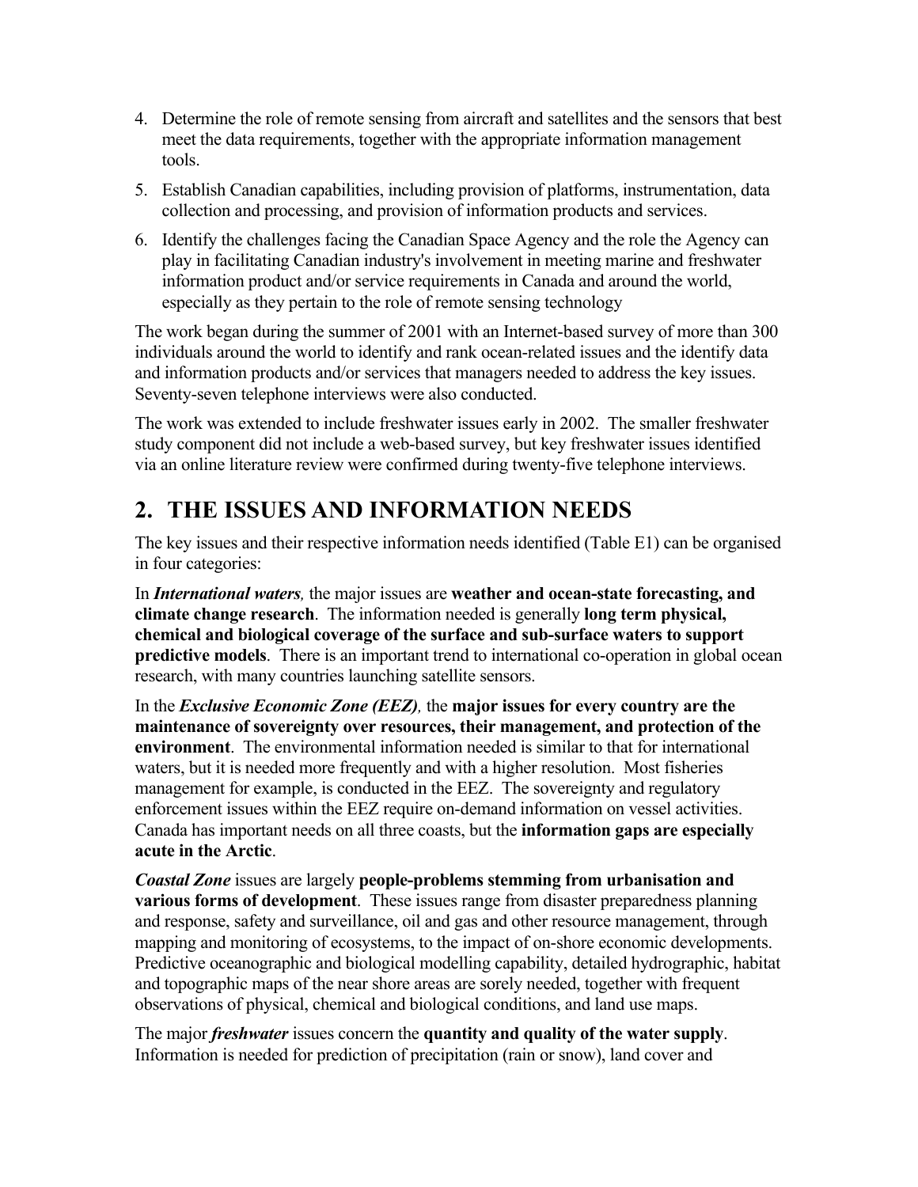4. Determine the role of remote sensing from aircraft and satellites and the sensors that best meet the data requirements, together with the appropriate information management tools.
5. Establish Canadian capabilities, including provision of platforms, instrumentation, data collection and processing, and provision of information products and services.
6. Identify the challenges facing the Canadian Space Agency and the role the Agency can play in facilitating Canadian industry's involvement in meeting marine and freshwater information product and/or service requirements in Canada and around the world, especially as they pertain to the role of remote sensing technology

The work began during the summer of 2001 with an Internet-based survey of more than 300 individuals around the world to identify and rank ocean-related issues and the identify data and information products and/or services that managers needed to address the key issues. Seventy-seven telephone interviews were also conducted.

The work was extended to include freshwater issues early in 2002. The smaller freshwater study component did not include a web-based survey, but key freshwater issues identified via an online literature review were confirmed during twenty-five telephone interviews.

# 2. THE ISSUES AND INFORMATION NEEDS

The key issues and their respective information needs identified (Table E1) can be organised in four categories:

In ***International waters,*** the major issues are **weather and ocean-state forecasting, and climate change research**. The information needed is generally **long term physical, chemical and biological coverage of the surface and sub-surface waters to support predictive models**. There is an important trend to international co-operation in global ocean research, with many countries launching satellite sensors.

In the ***Exclusive Economic Zone (EEZ),*** the **major issues for every country are the maintenance of sovereignty over resources, their management, and protection of the environment**. The environmental information needed is similar to that for international waters, but it is needed more frequently and with a higher resolution. Most fisheries management for example, is conducted in the EEZ. The sovereignty and regulatory enforcement issues within the EEZ require on-demand information on vessel activities. Canada has important needs on all three coasts, but the **information gaps are especially acute in the Arctic**.

***Coastal Zone*** issues are largely **people-problems stemming from urbanisation and various forms of development**. These issues range from disaster preparedness planning and response, safety and surveillance, oil and gas and other resource management, through mapping and monitoring of ecosystems, to the impact of on-shore economic developments. Predictive oceanographic and biological modelling capability, detailed hydrographic, habitat and topographic maps of the near shore areas are sorely needed, together with frequent observations of physical, chemical and biological conditions, and land use maps.

The major ***freshwater*** issues concern the **quantity and quality of the water supply**. Information is needed for prediction of precipitation (rain or snow), land cover and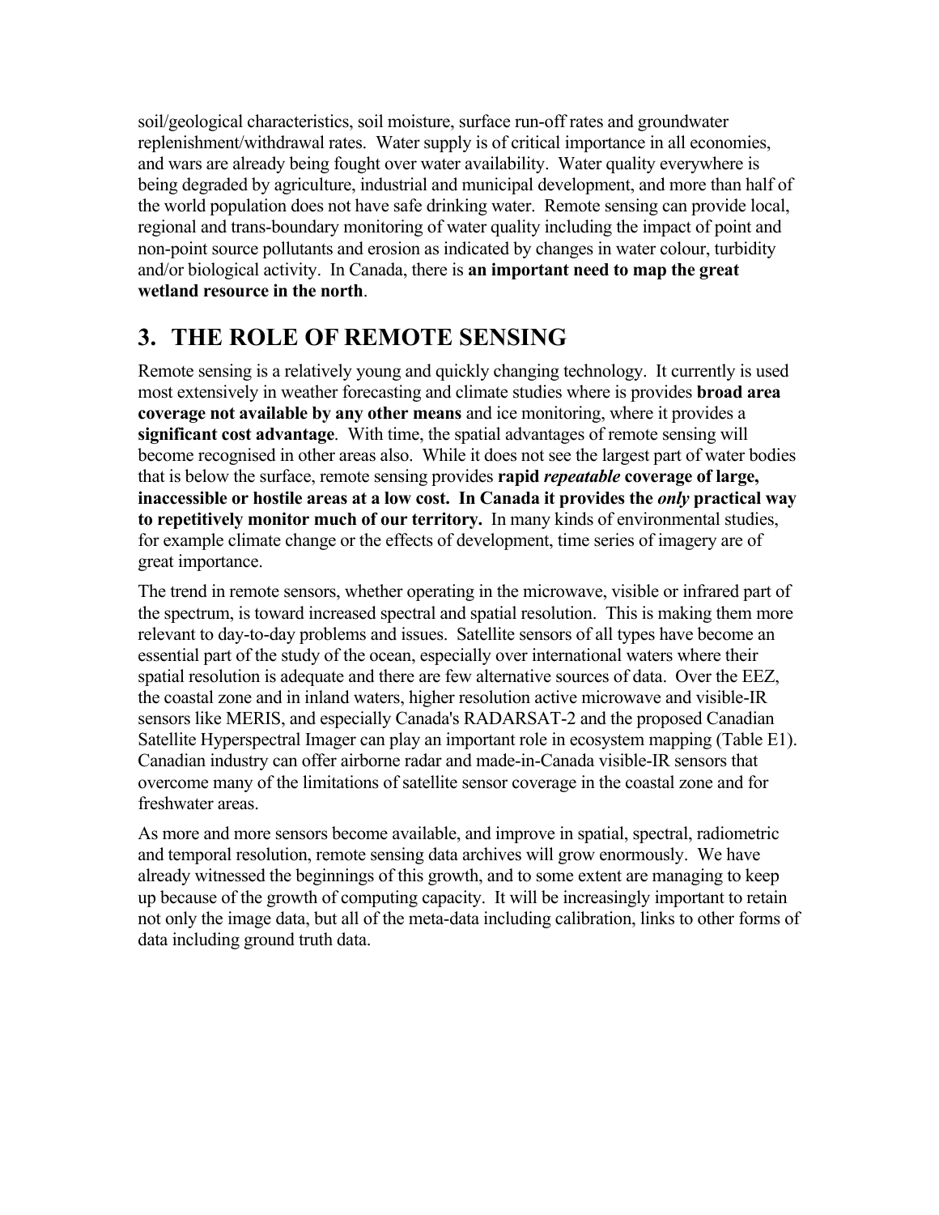soil/geological characteristics, soil moisture, surface run-off rates and groundwater replenishment/withdrawal rates. Water supply is of critical importance in all economies, and wars are already being fought over water availability. Water quality everywhere is being degraded by agriculture, industrial and municipal development, and more than half of the world population does not have safe drinking water. Remote sensing can provide local, regional and trans-boundary monitoring of water quality including the impact of point and non-point source pollutants and erosion as indicated by changes in water colour, turbidity and/or biological activity. In Canada, there is **an important need to map the great wetland resource in the north**.

# 3. THE ROLE OF REMOTE SENSING

Remote sensing is a relatively young and quickly changing technology. It currently is used most extensively in weather forecasting and climate studies where is provides **broad area coverage not available by any other means** and ice monitoring, where it provides a **significant cost advantage**. With time, the spatial advantages of remote sensing will become recognised in other areas also. While it does not see the largest part of water bodies that is below the surface, remote sensing provides **rapid *repeatable* coverage of large, inaccessible or hostile areas at a low cost. In Canada it provides the *only* practical way to repetitively monitor much of our territory.** In many kinds of environmental studies, for example climate change or the effects of development, time series of imagery are of great importance.

The trend in remote sensors, whether operating in the microwave, visible or infrared part of the spectrum, is toward increased spectral and spatial resolution. This is making them more relevant to day-to-day problems and issues. Satellite sensors of all types have become an essential part of the study of the ocean, especially over international waters where their spatial resolution is adequate and there are few alternative sources of data. Over the EEZ, the coastal zone and in inland waters, higher resolution active microwave and visible-IR sensors like MERIS, and especially Canada's RADARSAT-2 and the proposed Canadian Satellite Hyperspectral Imager can play an important role in ecosystem mapping (Table E1). Canadian industry can offer airborne radar and made-in-Canada visible-IR sensors that overcome many of the limitations of satellite sensor coverage in the coastal zone and for freshwater areas.

As more and more sensors become available, and improve in spatial, spectral, radiometric and temporal resolution, remote sensing data archives will grow enormously. We have already witnessed the beginnings of this growth, and to some extent are managing to keep up because of the growth of computing capacity. It will be increasingly important to retain not only the image data, but all of the meta-data including calibration, links to other forms of data including ground truth data.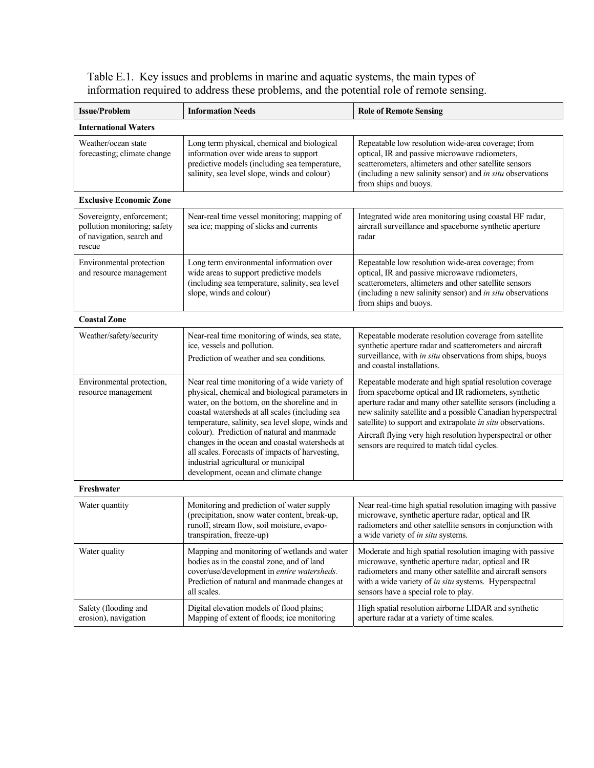Table E.1. Key issues and problems in marine and aquatic systems, the main types of information required to address these problems, and the potential role of remote sensing.

| Issue/Problem | Information Needs | Role of Remote Sensing |
|---|---|---|
| **International Waters** | | |
| Weather/ocean state forecasting; climate change | Long term physical, chemical and biological information over wide areas to support predictive models (including sea temperature, salinity, sea level slope, winds and colour) | Repeatable low resolution wide-area coverage; from optical, IR and passive microwave radiometers, scatterometers, altimeters and other satellite sensors (including a new salinity sensor) and *in situ* observations from ships and buoys. |
| **Exclusive Economic Zone** | | |
| Sovereignty, enforcement; pollution monitoring; safety of navigation, search and rescue | Near-real time vessel monitoring; mapping of sea ice; mapping of slicks and currents | Integrated wide area monitoring using coastal HF radar, aircraft surveillance and spaceborne synthetic aperture radar |
| Environmental protection and resource management | Long term environmental information over wide areas to support predictive models (including sea temperature, salinity, sea level slope, winds and colour) | Repeatable low resolution wide-area coverage; from optical, IR and passive microwave radiometers, scatterometers, altimeters and other satellite sensors (including a new salinity sensor) and *in situ* observations from ships and buoys. |
| **Coastal Zone** | | |
| Weather/safety/security | Near-real time monitoring of winds, sea state, ice, vessels and pollution.<br>Prediction of weather and sea conditions. | Repeatable moderate resolution coverage from satellite synthetic aperture radar and scatterometers and aircraft surveillance, with *in situ* observations from ships, buoys and coastal installations. |
| Environmental protection, resource management | Near real time monitoring of a wide variety of physical, chemical and biological parameters in water, on the bottom, on the shoreline and in coastal watersheds at all scales (including sea temperature, salinity, sea level slope, winds and colour). Prediction of natural and manmade changes in the ocean and coastal watersheds at all scales. Forecasts of impacts of harvesting, industrial agricultural or municipal development, ocean and climate change | Repeatable moderate and high spatial resolution coverage from spaceborne optical and IR radiometers, synthetic aperture radar and many other satellite sensors (including a new salinity satellite and a possible Canadian hyperspectral satellite) to support and extrapolate *in situ* observations.<br>Aircraft flying very high resolution hyperspectral or other sensors are required to match tidal cycles. |
| **Freshwater** | | |
| Water quantity | Monitoring and prediction of water supply (precipitation, snow water content, break-up, runoff, stream flow, soil moisture, evapo-transpiration, freeze-up) | Near real-time high spatial resolution imaging with passive microwave, synthetic aperture radar, optical and IR radiometers and other satellite sensors in conjunction with a wide variety of *in situ* systems. |
| Water quality | Mapping and monitoring of wetlands and water bodies as in the coastal zone, and of land cover/use/development in *entire watersheds.* Prediction of natural and manmade changes at all scales. | Moderate and high spatial resolution imaging with passive microwave, synthetic aperture radar, optical and IR radiometers and many other satellite and aircraft sensors with a wide variety of *in situ* systems. Hyperspectral sensors have a special role to play. |
| Safety (flooding and erosion), navigation | Digital elevation models of flood plains; Mapping of extent of floods; ice monitoring | High spatial resolution airborne LIDAR and synthetic aperture radar at a variety of time scales. |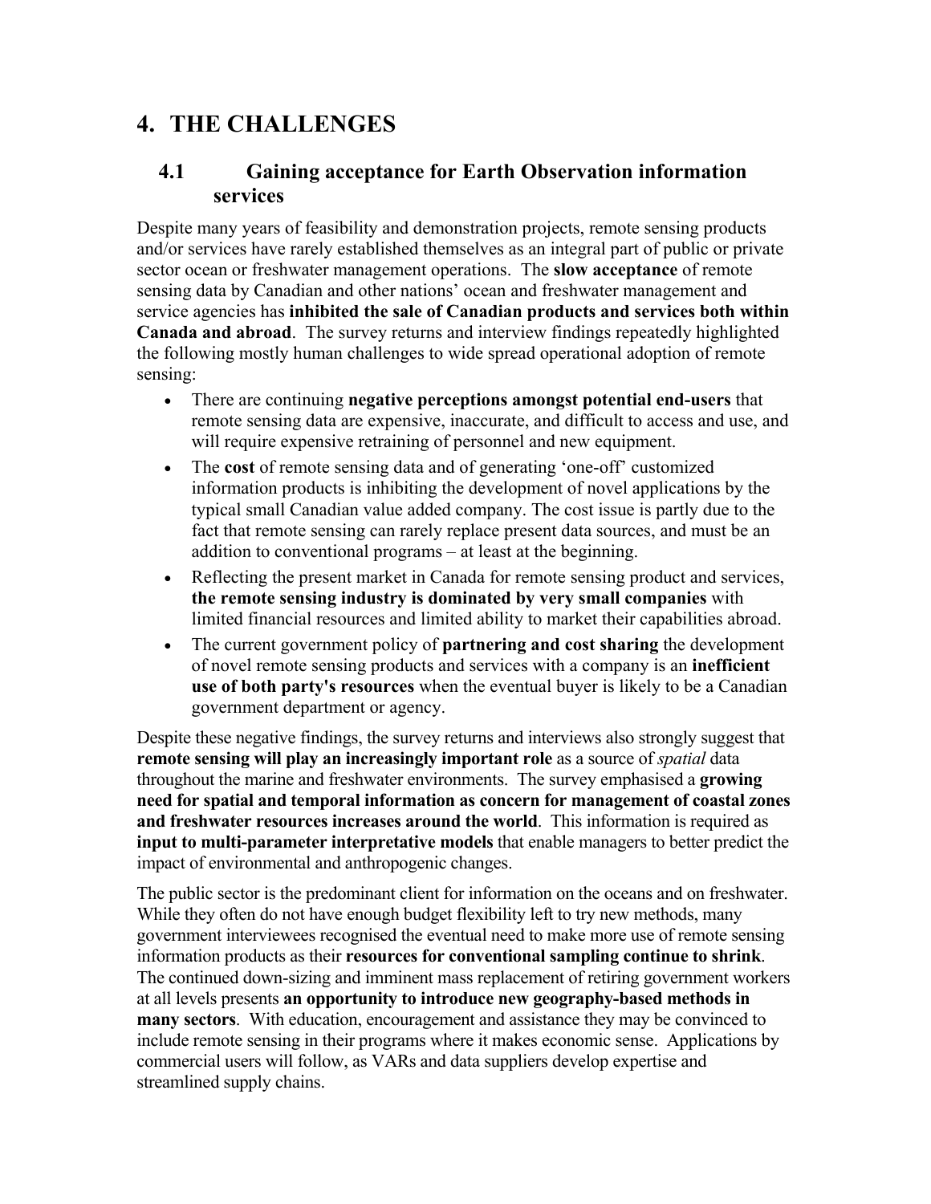# 4. THE CHALLENGES

## 4.1 Gaining acceptance for Earth Observation information services

Despite many years of feasibility and demonstration projects, remote sensing products and/or services have rarely established themselves as an integral part of public or private sector ocean or freshwater management operations. The **slow acceptance** of remote sensing data by Canadian and other nations' ocean and freshwater management and service agencies has **inhibited the sale of Canadian products and services both within Canada and abroad**. The survey returns and interview findings repeatedly highlighted the following mostly human challenges to wide spread operational adoption of remote sensing:

- There are continuing **negative perceptions amongst potential end-users** that remote sensing data are expensive, inaccurate, and difficult to access and use, and will require expensive retraining of personnel and new equipment.
- The **cost** of remote sensing data and of generating 'one-off' customized information products is inhibiting the development of novel applications by the typical small Canadian value added company. The cost issue is partly due to the fact that remote sensing can rarely replace present data sources, and must be an addition to conventional programs – at least at the beginning.
- Reflecting the present market in Canada for remote sensing product and services, **the remote sensing industry is dominated by very small companies** with limited financial resources and limited ability to market their capabilities abroad.
- The current government policy of **partnering and cost sharing** the development of novel remote sensing products and services with a company is an **inefficient use of both party's resources** when the eventual buyer is likely to be a Canadian government department or agency.

Despite these negative findings, the survey returns and interviews also strongly suggest that **remote sensing will play an increasingly important role** as a source of *spatial* data throughout the marine and freshwater environments. The survey emphasised a **growing need for spatial and temporal information as concern for management of coastal zones and freshwater resources increases around the world**. This information is required as **input to multi-parameter interpretative models** that enable managers to better predict the impact of environmental and anthropogenic changes.

The public sector is the predominant client for information on the oceans and on freshwater. While they often do not have enough budget flexibility left to try new methods, many government interviewees recognised the eventual need to make more use of remote sensing information products as their **resources for conventional sampling continue to shrink**. The continued down-sizing and imminent mass replacement of retiring government workers at all levels presents **an opportunity to introduce new geography-based methods in many sectors**. With education, encouragement and assistance they may be convinced to include remote sensing in their programs where it makes economic sense. Applications by commercial users will follow, as VARs and data suppliers develop expertise and streamlined supply chains.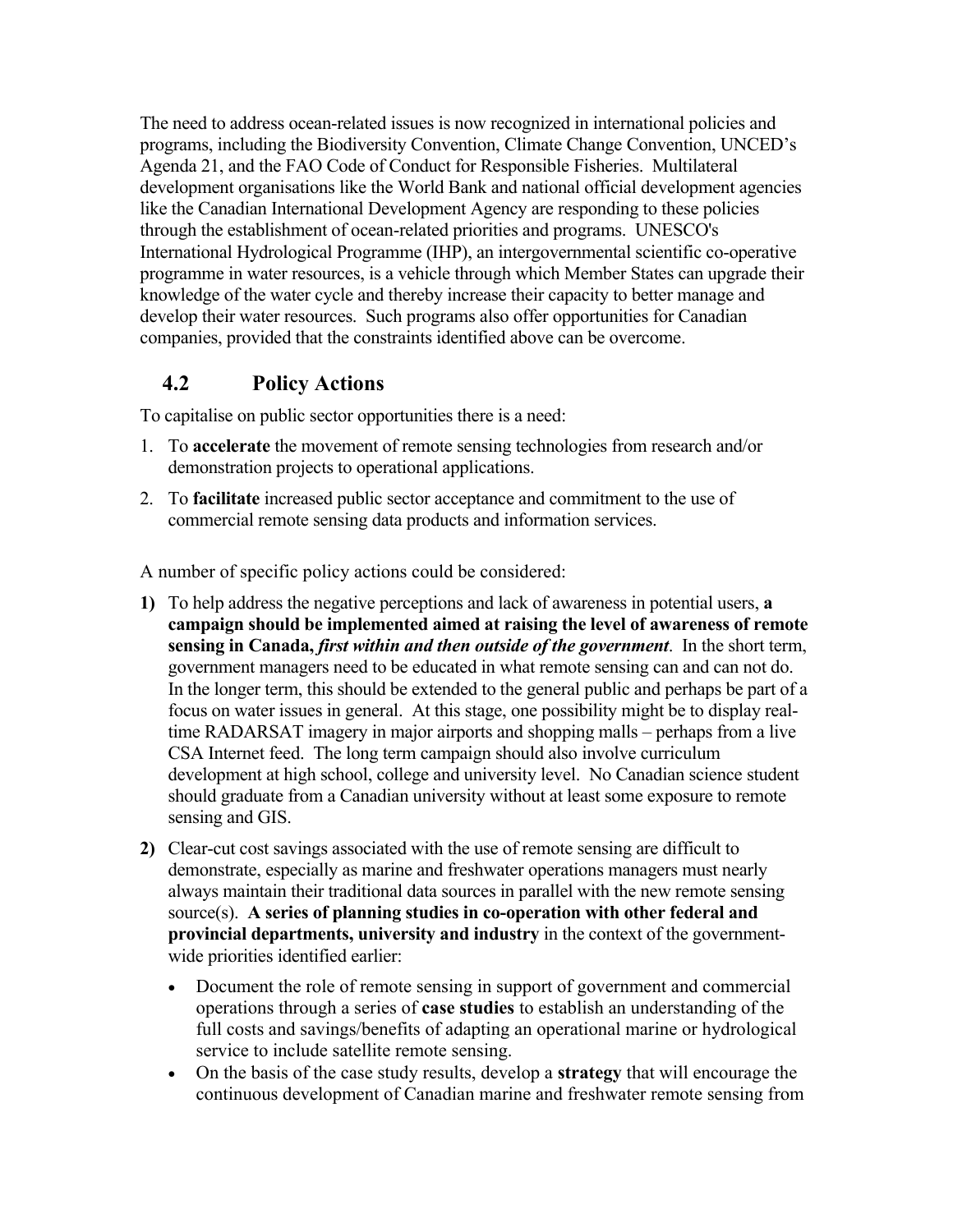The need to address ocean-related issues is now recognized in international policies and programs, including the Biodiversity Convention, Climate Change Convention, UNCED's Agenda 21, and the FAO Code of Conduct for Responsible Fisheries. Multilateral development organisations like the World Bank and national official development agencies like the Canadian International Development Agency are responding to these policies through the establishment of ocean-related priorities and programs. UNESCO's International Hydrological Programme (IHP), an intergovernmental scientific co-operative programme in water resources, is a vehicle through which Member States can upgrade their knowledge of the water cycle and thereby increase their capacity to better manage and develop their water resources. Such programs also offer opportunities for Canadian companies, provided that the constraints identified above can be overcome.

## 4.2 Policy Actions

To capitalise on public sector opportunities there is a need:

1. To **accelerate** the movement of remote sensing technologies from research and/or demonstration projects to operational applications.
2. To **facilitate** increased public sector acceptance and commitment to the use of commercial remote sensing data products and information services.

A number of specific policy actions could be considered:

**1)** To help address the negative perceptions and lack of awareness in potential users, **a campaign should be implemented aimed at raising the level of awareness of remote sensing in Canada, *first within and then outside of the government***. In the short term, government managers need to be educated in what remote sensing can and can not do. In the longer term, this should be extended to the general public and perhaps be part of a focus on water issues in general. At this stage, one possibility might be to display real-time RADARSAT imagery in major airports and shopping malls – perhaps from a live CSA Internet feed. The long term campaign should also involve curriculum development at high school, college and university level. No Canadian science student should graduate from a Canadian university without at least some exposure to remote sensing and GIS.

**2)** Clear-cut cost savings associated with the use of remote sensing are difficult to demonstrate, especially as marine and freshwater operations managers must nearly always maintain their traditional data sources in parallel with the new remote sensing source(s). **A series of planning studies in co-operation with other federal and provincial departments, university and industry** in the context of the government-wide priorities identified earlier:

- Document the role of remote sensing in support of government and commercial operations through a series of **case studies** to establish an understanding of the full costs and savings/benefits of adapting an operational marine or hydrological service to include satellite remote sensing.
- On the basis of the case study results, develop a **strategy** that will encourage the continuous development of Canadian marine and freshwater remote sensing from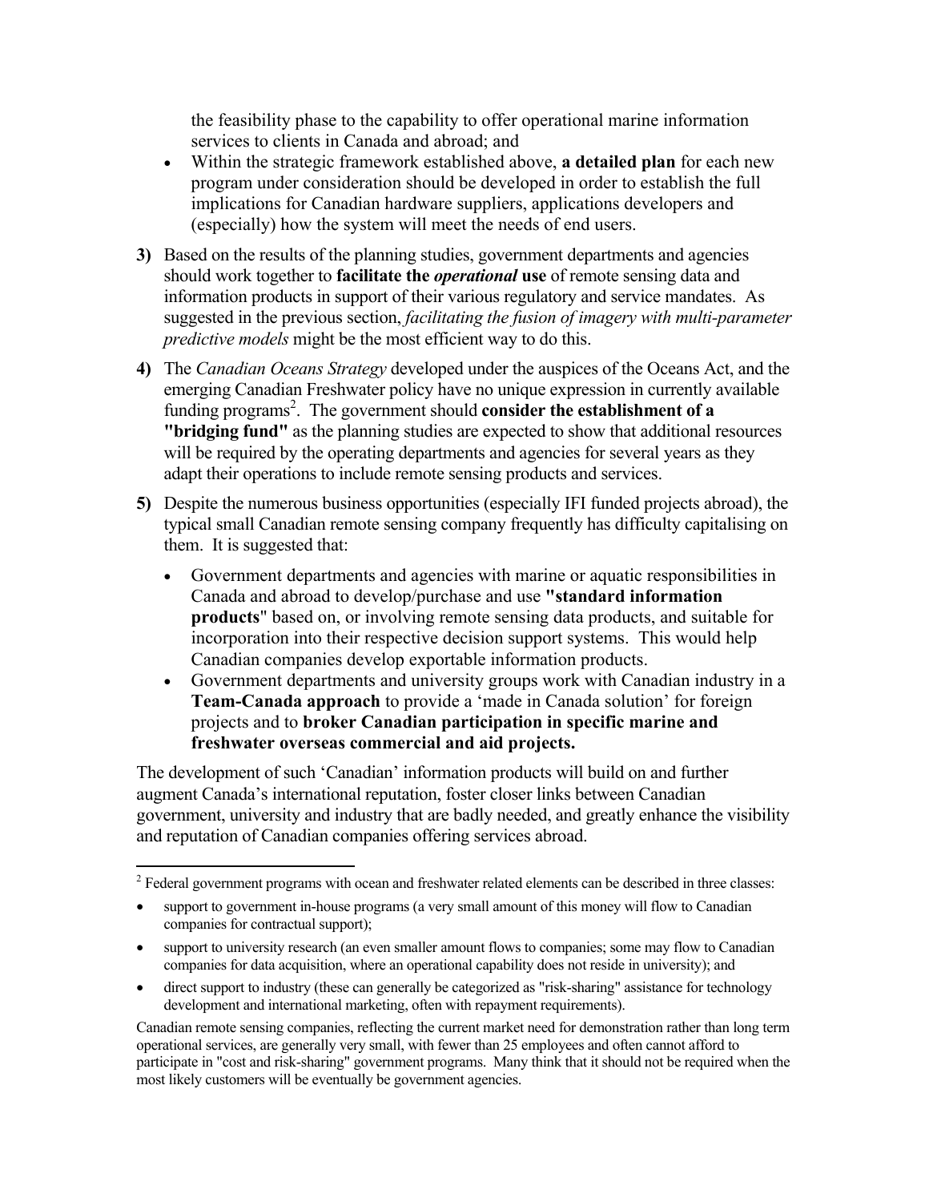the feasibility phase to the capability to offer operational marine information services to clients in Canada and abroad; and

- Within the strategic framework established above, **a detailed plan** for each new program under consideration should be developed in order to establish the full implications for Canadian hardware suppliers, applications developers and (especially) how the system will meet the needs of end users.

**3)** Based on the results of the planning studies, government departments and agencies should work together to **facilitate the *operational* use** of remote sensing data and information products in support of their various regulatory and service mandates. As suggested in the previous section, *facilitating the fusion of imagery with multi-parameter predictive models* might be the most efficient way to do this.

**4)** The *Canadian Oceans Strategy* developed under the auspices of the Oceans Act, and the emerging Canadian Freshwater policy have no unique expression in currently available funding programs[2]. The government should **consider the establishment of a "bridging fund"** as the planning studies are expected to show that additional resources will be required by the operating departments and agencies for several years as they adapt their operations to include remote sensing products and services.

**5)** Despite the numerous business opportunities (especially IFI funded projects abroad), the typical small Canadian remote sensing company frequently has difficulty capitalising on them. It is suggested that:

- Government departments and agencies with marine or aquatic responsibilities in Canada and abroad to develop/purchase and use **"standard information products**" based on, or involving remote sensing data products, and suitable for incorporation into their respective decision support systems. This would help Canadian companies develop exportable information products.
- Government departments and university groups work with Canadian industry in a **Team-Canada approach** to provide a 'made in Canada solution' for foreign projects and to **broker Canadian participation in specific marine and freshwater overseas commercial and aid projects.**

The development of such 'Canadian' information products will build on and further augment Canada's international reputation, foster closer links between Canadian government, university and industry that are badly needed, and greatly enhance the visibility and reputation of Canadian companies offering services abroad.

---

[2] Federal government programs with ocean and freshwater related elements can be described in three classes:

- support to government in-house programs (a very small amount of this money will flow to Canadian companies for contractual support);
- support to university research (an even smaller amount flows to companies; some may flow to Canadian companies for data acquisition, where an operational capability does not reside in university); and
- direct support to industry (these can generally be categorized as "risk-sharing" assistance for technology development and international marketing, often with repayment requirements).

Canadian remote sensing companies, reflecting the current market need for demonstration rather than long term operational services, are generally very small, with fewer than 25 employees and often cannot afford to participate in "cost and risk-sharing" government programs. Many think that it should not be required when the most likely customers will be eventually be government agencies.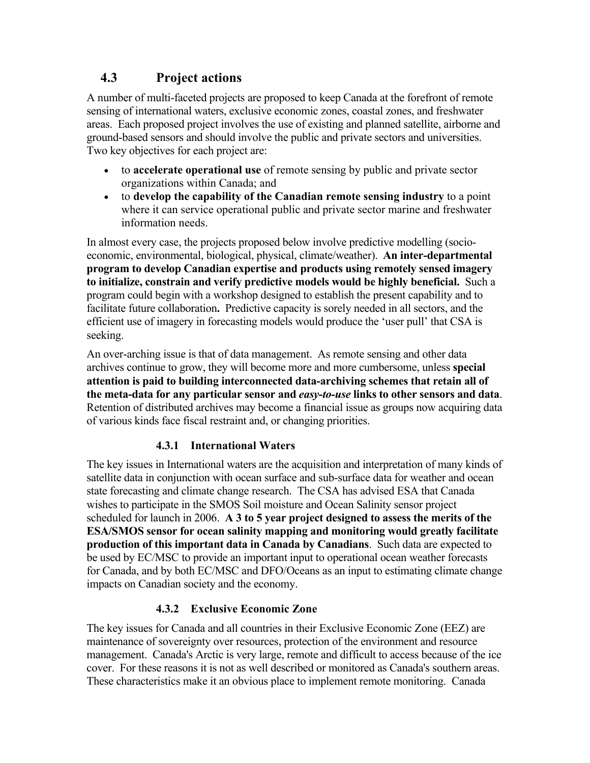## 4.3 Project actions

A number of multi-faceted projects are proposed to keep Canada at the forefront of remote sensing of international waters, exclusive economic zones, coastal zones, and freshwater areas. Each proposed project involves the use of existing and planned satellite, airborne and ground-based sensors and should involve the public and private sectors and universities. Two key objectives for each project are:

- to **accelerate operational use** of remote sensing by public and private sector organizations within Canada; and
- to **develop the capability of the Canadian remote sensing industry** to a point where it can service operational public and private sector marine and freshwater information needs.

In almost every case, the projects proposed below involve predictive modelling (socio-economic, environmental, biological, physical, climate/weather). **An inter-departmental program to develop Canadian expertise and products using remotely sensed imagery to initialize, constrain and verify predictive models would be highly beneficial.** Such a program could begin with a workshop designed to establish the present capability and to facilitate future collaboration**.** Predictive capacity is sorely needed in all sectors, and the efficient use of imagery in forecasting models would produce the 'user pull' that CSA is seeking.

An over-arching issue is that of data management. As remote sensing and other data archives continue to grow, they will become more and more cumbersome, unless **special attention is paid to building interconnected data-archiving schemes that retain all of the meta-data for any particular sensor and *easy-to-use* links to other sensors and data**. Retention of distributed archives may become a financial issue as groups now acquiring data of various kinds face fiscal restraint and, or changing priorities.

### 4.3.1 International Waters

The key issues in International waters are the acquisition and interpretation of many kinds of satellite data in conjunction with ocean surface and sub-surface data for weather and ocean state forecasting and climate change research. The CSA has advised ESA that Canada wishes to participate in the SMOS Soil moisture and Ocean Salinity sensor project scheduled for launch in 2006. **A 3 to 5 year project designed to assess the merits of the ESA/SMOS sensor for ocean salinity mapping and monitoring would greatly facilitate production of this important data in Canada by Canadians**. Such data are expected to be used by EC/MSC to provide an important input to operational ocean weather forecasts for Canada, and by both EC/MSC and DFO/Oceans as an input to estimating climate change impacts on Canadian society and the economy.

### 4.3.2 Exclusive Economic Zone

The key issues for Canada and all countries in their Exclusive Economic Zone (EEZ) are maintenance of sovereignty over resources, protection of the environment and resource management. Canada's Arctic is very large, remote and difficult to access because of the ice cover. For these reasons it is not as well described or monitored as Canada's southern areas. These characteristics make it an obvious place to implement remote monitoring. Canada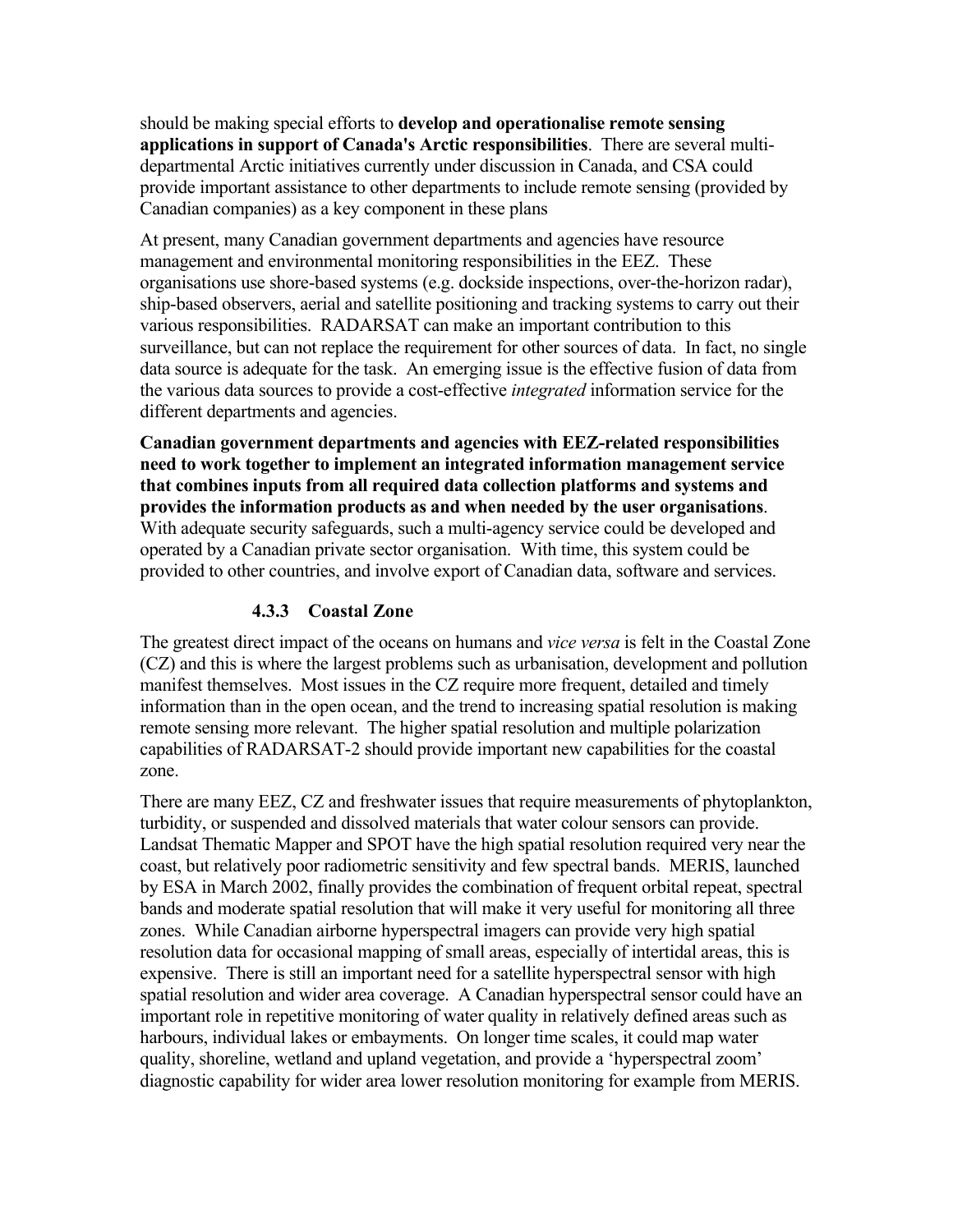should be making special efforts to **develop and operationalise remote sensing applications in support of Canada's Arctic responsibilities**. There are several multi-departmental Arctic initiatives currently under discussion in Canada, and CSA could provide important assistance to other departments to include remote sensing (provided by Canadian companies) as a key component in these plans

At present, many Canadian government departments and agencies have resource management and environmental monitoring responsibilities in the EEZ. These organisations use shore-based systems (e.g. dockside inspections, over-the-horizon radar), ship-based observers, aerial and satellite positioning and tracking systems to carry out their various responsibilities. RADARSAT can make an important contribution to this surveillance, but can not replace the requirement for other sources of data. In fact, no single data source is adequate for the task. An emerging issue is the effective fusion of data from the various data sources to provide a cost-effective *integrated* information service for the different departments and agencies.

**Canadian government departments and agencies with EEZ-related responsibilities need to work together to implement an integrated information management service that combines inputs from all required data collection platforms and systems and provides the information products as and when needed by the user organisations**. With adequate security safeguards, such a multi-agency service could be developed and operated by a Canadian private sector organisation. With time, this system could be provided to other countries, and involve export of Canadian data, software and services.

### 4.3.3 Coastal Zone

The greatest direct impact of the oceans on humans and *vice versa* is felt in the Coastal Zone (CZ) and this is where the largest problems such as urbanisation, development and pollution manifest themselves. Most issues in the CZ require more frequent, detailed and timely information than in the open ocean, and the trend to increasing spatial resolution is making remote sensing more relevant. The higher spatial resolution and multiple polarization capabilities of RADARSAT-2 should provide important new capabilities for the coastal zone.

There are many EEZ, CZ and freshwater issues that require measurements of phytoplankton, turbidity, or suspended and dissolved materials that water colour sensors can provide. Landsat Thematic Mapper and SPOT have the high spatial resolution required very near the coast, but relatively poor radiometric sensitivity and few spectral bands. MERIS, launched by ESA in March 2002, finally provides the combination of frequent orbital repeat, spectral bands and moderate spatial resolution that will make it very useful for monitoring all three zones. While Canadian airborne hyperspectral imagers can provide very high spatial resolution data for occasional mapping of small areas, especially of intertidal areas, this is expensive. There is still an important need for a satellite hyperspectral sensor with high spatial resolution and wider area coverage. A Canadian hyperspectral sensor could have an important role in repetitive monitoring of water quality in relatively defined areas such as harbours, individual lakes or embayments. On longer time scales, it could map water quality, shoreline, wetland and upland vegetation, and provide a 'hyperspectral zoom' diagnostic capability for wider area lower resolution monitoring for example from MERIS.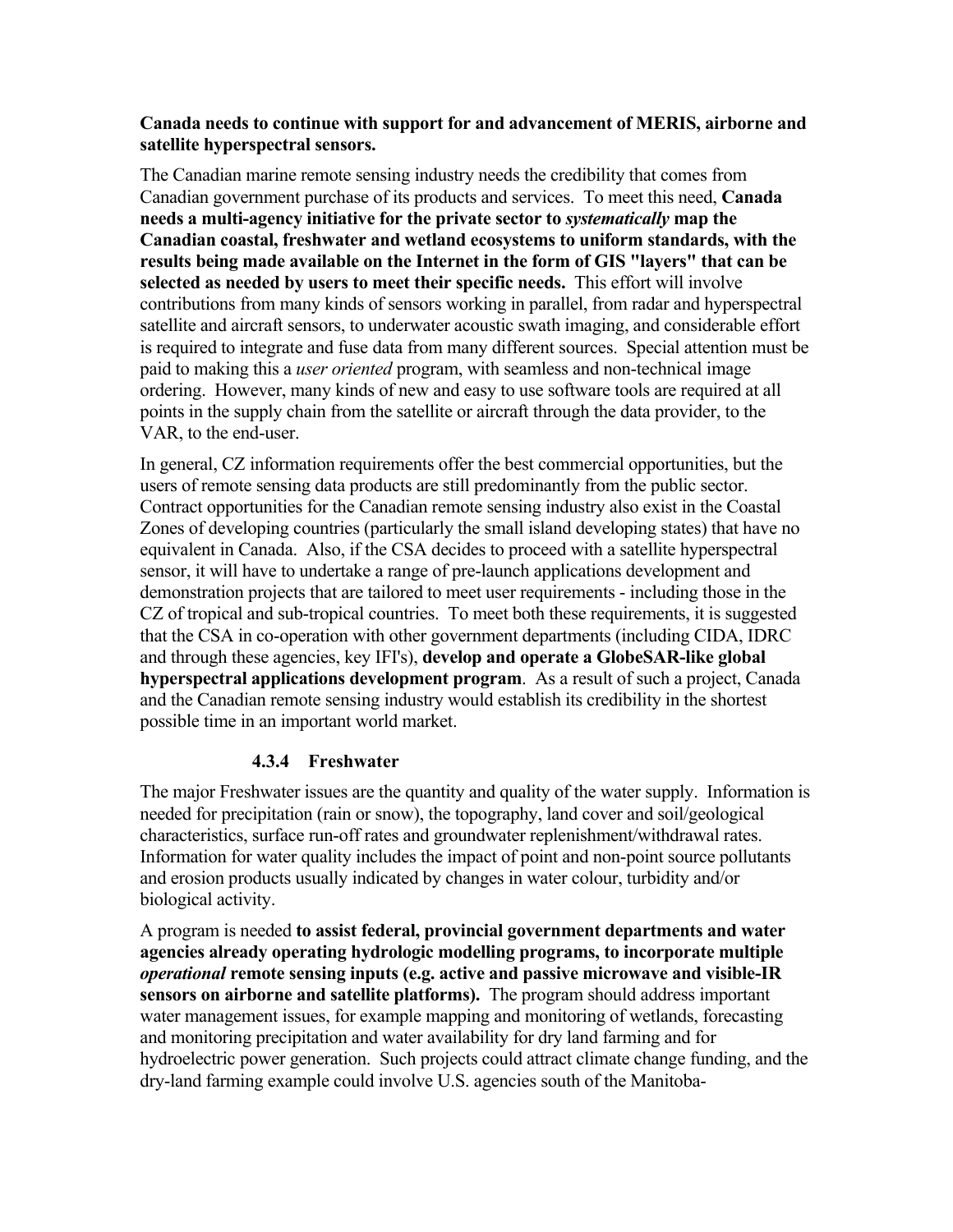**Canada needs to continue with support for and advancement of MERIS, airborne and satellite hyperspectral sensors.**

The Canadian marine remote sensing industry needs the credibility that comes from Canadian government purchase of its products and services. To meet this need, **Canada needs a multi-agency initiative for the private sector to *systematically* map the Canadian coastal, freshwater and wetland ecosystems to uniform standards, with the results being made available on the Internet in the form of GIS "layers" that can be selected as needed by users to meet their specific needs.** This effort will involve contributions from many kinds of sensors working in parallel, from radar and hyperspectral satellite and aircraft sensors, to underwater acoustic swath imaging, and considerable effort is required to integrate and fuse data from many different sources. Special attention must be paid to making this a *user oriented* program, with seamless and non-technical image ordering. However, many kinds of new and easy to use software tools are required at all points in the supply chain from the satellite or aircraft through the data provider, to the VAR, to the end-user.

In general, CZ information requirements offer the best commercial opportunities, but the users of remote sensing data products are still predominantly from the public sector. Contract opportunities for the Canadian remote sensing industry also exist in the Coastal Zones of developing countries (particularly the small island developing states) that have no equivalent in Canada. Also, if the CSA decides to proceed with a satellite hyperspectral sensor, it will have to undertake a range of pre-launch applications development and demonstration projects that are tailored to meet user requirements - including those in the CZ of tropical and sub-tropical countries. To meet both these requirements, it is suggested that the CSA in co-operation with other government departments (including CIDA, IDRC and through these agencies, key IFI's), **develop and operate a GlobeSAR-like global hyperspectral applications development program**. As a result of such a project, Canada and the Canadian remote sensing industry would establish its credibility in the shortest possible time in an important world market.

#### 4.3.4 Freshwater

The major Freshwater issues are the quantity and quality of the water supply. Information is needed for precipitation (rain or snow), the topography, land cover and soil/geological characteristics, surface run-off rates and groundwater replenishment/withdrawal rates. Information for water quality includes the impact of point and non-point source pollutants and erosion products usually indicated by changes in water colour, turbidity and/or biological activity.

A program is needed **to assist federal, provincial government departments and water agencies already operating hydrologic modelling programs, to incorporate multiple *operational* remote sensing inputs (e.g. active and passive microwave and visible-IR sensors on airborne and satellite platforms).** The program should address important water management issues, for example mapping and monitoring of wetlands, forecasting and monitoring precipitation and water availability for dry land farming and for hydroelectric power generation. Such projects could attract climate change funding, and the dry-land farming example could involve U.S. agencies south of the Manitoba-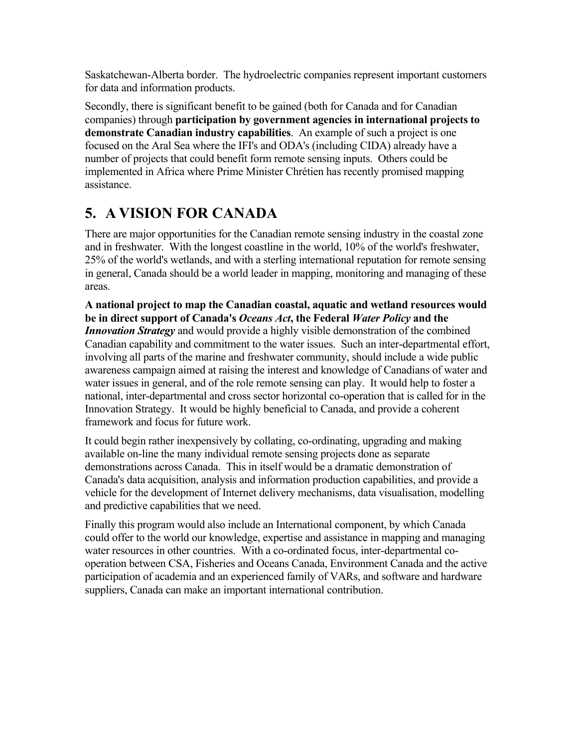Saskatchewan-Alberta border. The hydroelectric companies represent important customers for data and information products.

Secondly, there is significant benefit to be gained (both for Canada and for Canadian companies) through **participation by government agencies in international projects to demonstrate Canadian industry capabilities**. An example of such a project is one focused on the Aral Sea where the IFI's and ODA's (including CIDA) already have a number of projects that could benefit form remote sensing inputs. Others could be implemented in Africa where Prime Minister Chrétien has recently promised mapping assistance.

# 5. A VISION FOR CANADA

There are major opportunities for the Canadian remote sensing industry in the coastal zone and in freshwater. With the longest coastline in the world, 10% of the world's freshwater, 25% of the world's wetlands, and with a sterling international reputation for remote sensing in general, Canada should be a world leader in mapping, monitoring and managing of these areas.

**A national project to map the Canadian coastal, aquatic and wetland resources would be in direct support of Canada's *Oceans Act*, the Federal *Water Policy* and the *Innovation Strategy*** and would provide a highly visible demonstration of the combined Canadian capability and commitment to the water issues. Such an inter-departmental effort, involving all parts of the marine and freshwater community, should include a wide public awareness campaign aimed at raising the interest and knowledge of Canadians of water and water issues in general, and of the role remote sensing can play. It would help to foster a national, inter-departmental and cross sector horizontal co-operation that is called for in the Innovation Strategy. It would be highly beneficial to Canada, and provide a coherent framework and focus for future work.

It could begin rather inexpensively by collating, co-ordinating, upgrading and making available on-line the many individual remote sensing projects done as separate demonstrations across Canada. This in itself would be a dramatic demonstration of Canada's data acquisition, analysis and information production capabilities, and provide a vehicle for the development of Internet delivery mechanisms, data visualisation, modelling and predictive capabilities that we need.

Finally this program would also include an International component, by which Canada could offer to the world our knowledge, expertise and assistance in mapping and managing water resources in other countries. With a co-ordinated focus, inter-departmental co-operation between CSA, Fisheries and Oceans Canada, Environment Canada and the active participation of academia and an experienced family of VARs, and software and hardware suppliers, Canada can make an important international contribution.